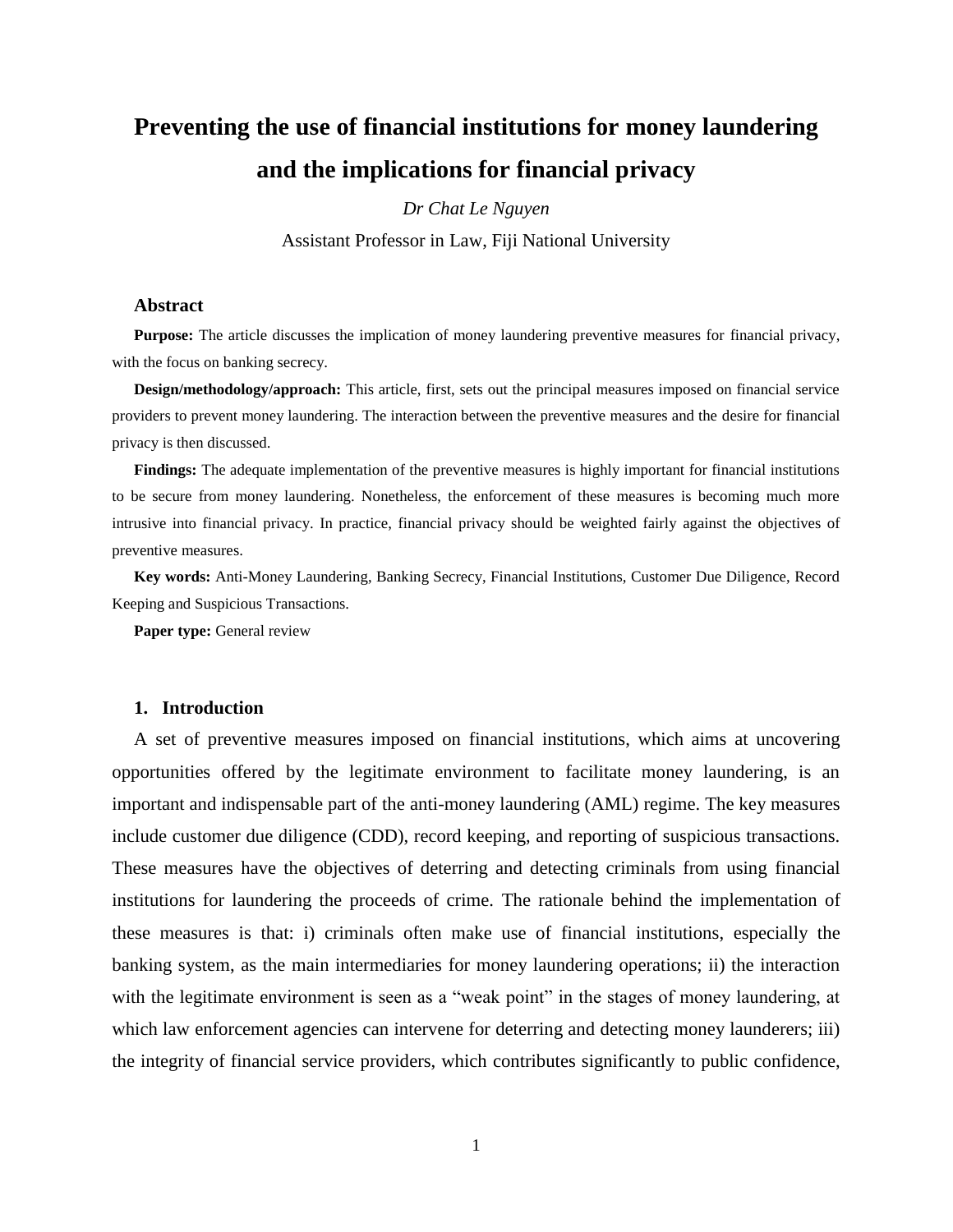# Preventing the use of financial institutions for money laundering and the implications for financial privacy

*Dr Chat Le Nguyen*

Assistant Professor in Law, Fiji National University

### Abstract

**Purpose:** The article discusses the implication of money laundering preventive measures for financial privacy, with the focus on banking secrecy.

**Design/methodology/approach:** This article, first, sets out the principal measures imposed on financial service providers to prevent money laundering. The interaction between the preventive measures and the desire for financial privacy is then discussed.

**Findings:** The adequate implementation of the preventive measures is highly important for financial institutions to be secure from money laundering. Nonetheless, the enforcement of these measures is becoming much more intrusive into financial privacy. In practice, financial privacy should be weighted fairly against the objectives of preventive measures.

**Key words:** Anti-Money Laundering, Banking Secrecy, Financial Institutions, Customer Due Diligence, Record Keeping and Suspicious Transactions.

**Paper type:** General review

## 1. Introduction

A set of preventive measures imposed on financial institutions, which aims at uncovering opportunities offered by the legitimate environment to facilitate money laundering, is an important and indispensable part of the anti-money laundering (AML) regime. The key measures include customer due diligence (CDD), record keeping, and reporting of suspicious transactions. These measures have the objectives of deterring and detecting criminals from using financial institutions for laundering the proceeds of crime. The rationale behind the implementation of these measures is that: i) criminals often make use of financial institutions, especially the banking system, as the main intermediaries for money laundering operations; ii) the interaction with the legitimate environment is seen as a "weak point" in the stages of money laundering, at which law enforcement agencies can intervene for deterring and detecting money launderers; iii) the integrity of financial service providers, which contributes significantly to public confidence,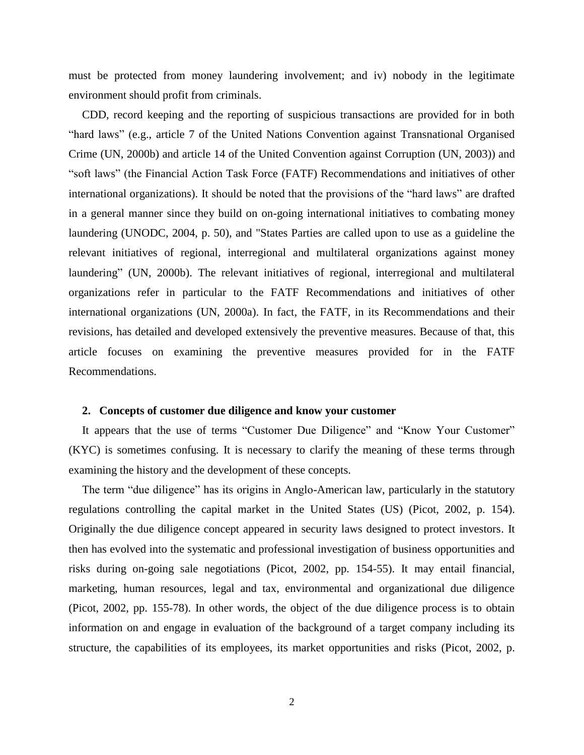must be protected from money laundering involvement; and iv) nobody in the legitimate environment should profit from criminals.

CDD, record keeping and the reporting of suspicious transactions are provided for in both "hard laws" (e.g., article 7 of the United Nations Convention against Transnational Organised Crime (UN, 2000b) and article 14 of the United Convention against Corruption (UN, 2003)) and "soft laws" (the Financial Action Task Force (FATF) Recommendations and initiatives of other international organizations). It should be noted that the provisions of the "hard laws" are drafted in a general manner since they build on on-going international initiatives to combating money laundering (UNODC, 2004, p. 50), and "States Parties are called upon to use as a guideline the relevant initiatives of regional, interregional and multilateral organizations against money laundering" (UN, 2000b). The relevant initiatives of regional, interregional and multilateral organizations refer in particular to the FATF Recommendations and initiatives of other international organizations (UN, 2000a). In fact, the FATF, in its Recommendations and their revisions, has detailed and developed extensively the preventive measures. Because of that, this article focuses on examining the preventive measures provided for in the FATF Recommendations.

## 2. Concepts of customer due diligence and know your customer

It appears that the use of terms "Customer Due Diligence" and "Know Your Customer" (KYC) is sometimes confusing. It is necessary to clarify the meaning of these terms through examining the history and the development of these concepts.

The term "due diligence" has its origins in Anglo-American law, particularly in the statutory regulations controlling the capital market in the United States (US) (Picot, 2002, p. 154). Originally the due diligence concept appeared in security laws designed to protect investors. It then has evolved into the systematic and professional investigation of business opportunities and risks during on-going sale negotiations (Picot, 2002, pp. 154-55). It may entail financial, marketing, human resources, legal and tax, environmental and organizational due diligence (Picot, 2002, pp. 155-78). In other words, the object of the due diligence process is to obtain information on and engage in evaluation of the background of a target company including its structure, the capabilities of its employees, its market opportunities and risks (Picot, 2002, p.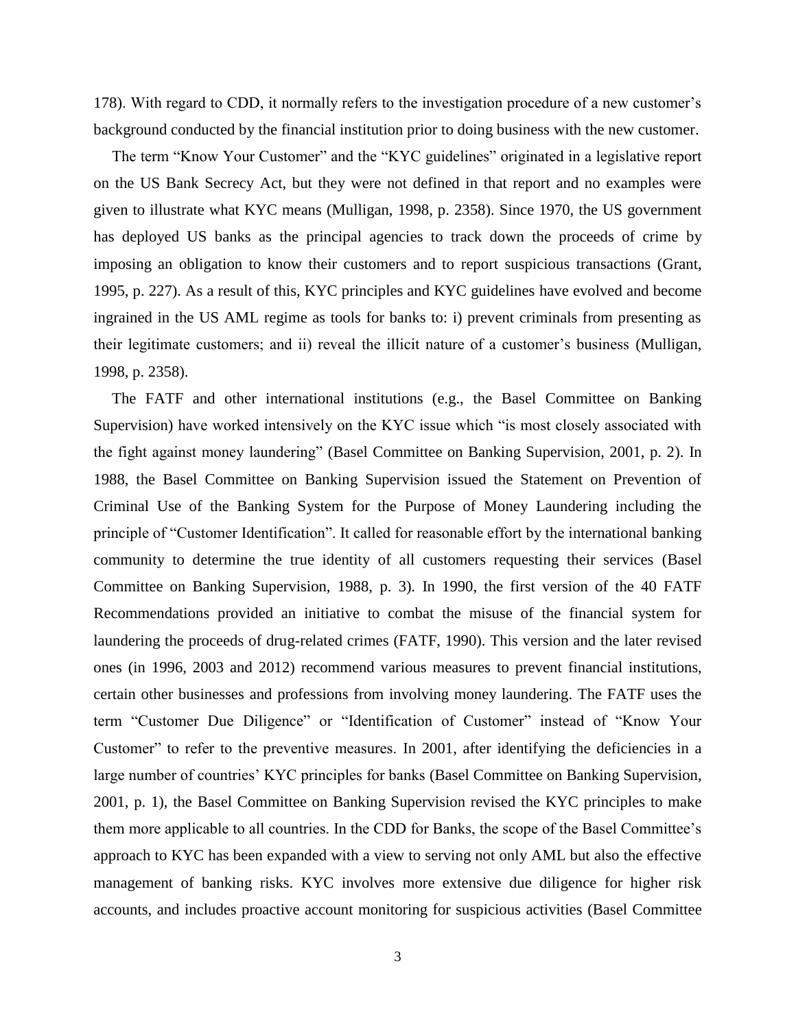178). With regard to CDD, it normally refers to the investigation procedure of a new customer's background conducted by the financial institution prior to doing business with the new customer.

The term "Know Your Customer" and the "KYC guidelines" originated in a legislative report on the US Bank Secrecy Act, but they were not defined in that report and no examples were given to illustrate what KYC means (Mulligan, 1998, p. 2358). Since 1970, the US government has deployed US banks as the principal agencies to track down the proceeds of crime by imposing an obligation to know their customers and to report suspicious transactions (Grant, 1995, p. 227). As a result of this, KYC principles and KYC guidelines have evolved and become ingrained in the US AML regime as tools for banks to: i) prevent criminals from presenting as their legitimate customers; and ii) reveal the illicit nature of a customer's business (Mulligan, 1998, p. 2358).

The FATF and other international institutions (e.g., the Basel Committee on Banking Supervision) have worked intensively on the KYC issue which "is most closely associated with the fight against money laundering" (Basel Committee on Banking Supervision, 2001, p. 2). In 1988, the Basel Committee on Banking Supervision issued the Statement on Prevention of Criminal Use of the Banking System for the Purpose of Money Laundering including the principle of "Customer Identification". It called for reasonable effort by the international banking community to determine the true identity of all customers requesting their services (Basel Committee on Banking Supervision, 1988, p. 3). In 1990, the first version of the 40 FATF Recommendations provided an initiative to combat the misuse of the financial system for laundering the proceeds of drug-related crimes (FATF, 1990). This version and the later revised ones (in 1996, 2003 and 2012) recommend various measures to prevent financial institutions, certain other businesses and professions from involving money laundering. The FATF uses the term "Customer Due Diligence" or "Identification of Customer" instead of "Know Your Customer" to refer to the preventive measures. In 2001, after identifying the deficiencies in a large number of countries' KYC principles for banks (Basel Committee on Banking Supervision, 2001, p. 1), the Basel Committee on Banking Supervision revised the KYC principles to make them more applicable to all countries. In the CDD for Banks, the scope of the Basel Committee's approach to KYC has been expanded with a view to serving not only AML but also the effective management of banking risks. KYC involves more extensive due diligence for higher risk accounts, and includes proactive account monitoring for suspicious activities (Basel Committee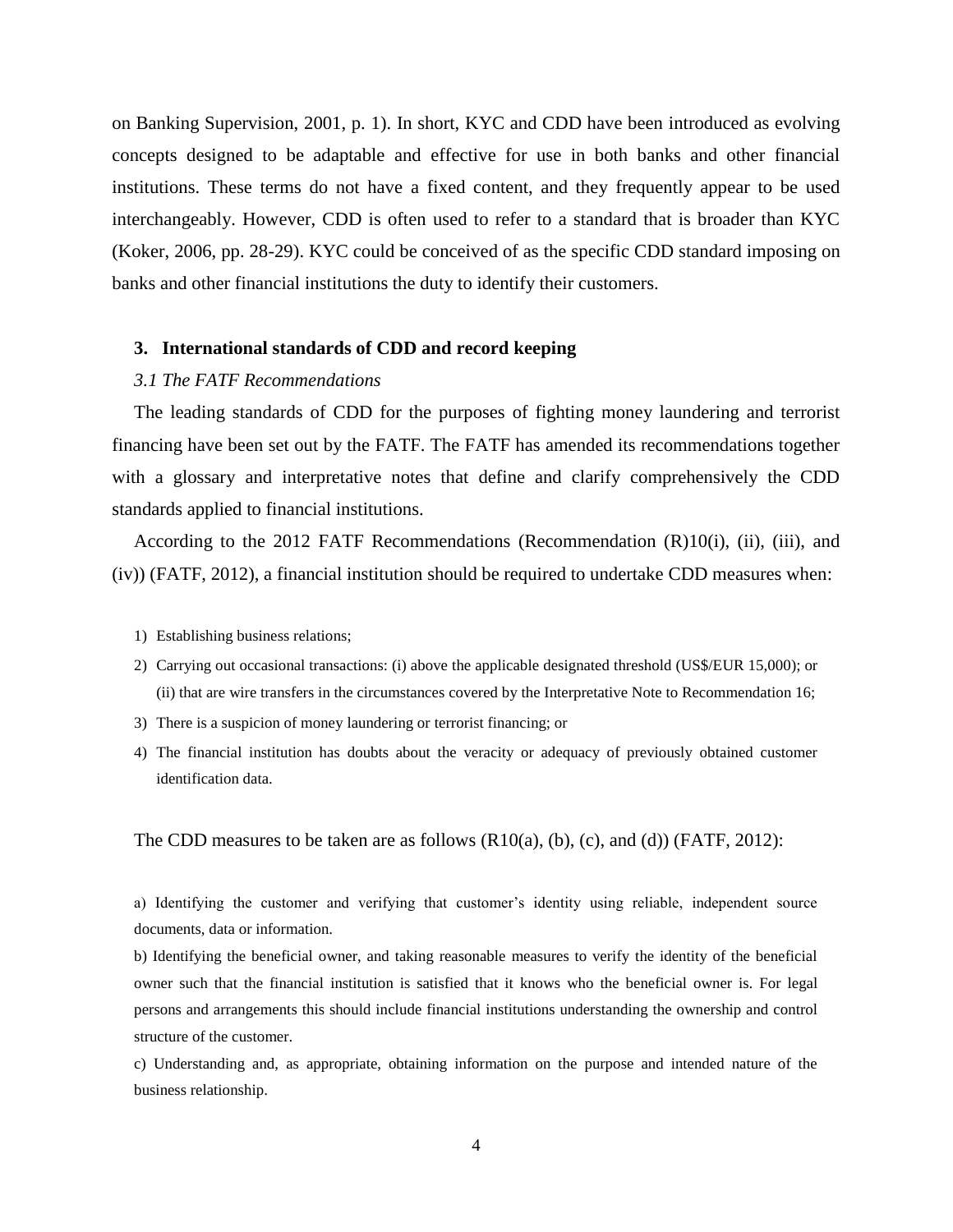on Banking Supervision, 2001, p. 1). In short, KYC and CDD have been introduced as evolving concepts designed to be adaptable and effective for use in both banks and other financial institutions. These terms do not have a fixed content, and they frequently appear to be used interchangeably. However, CDD is often used to refer to a standard that is broader than KYC (Koker, 2006, pp. 28-29). KYC could be conceived of as the specific CDD standard imposing on banks and other financial institutions the duty to identify their customers.

## 3. International standards of CDD and record keeping

### *3.1 The FATF Recommendations*

The leading standards of CDD for the purposes of fighting money laundering and terrorist financing have been set out by the FATF. The FATF has amended its recommendations together with a glossary and interpretative notes that define and clarify comprehensively the CDD standards applied to financial institutions.

According to the 2012 FATF Recommendations (Recommendation (R)10(i), (ii), (iii), and (iv)) (FATF, 2012), a financial institution should be required to undertake CDD measures when:

1) Establishing business relations;
2) Carrying out occasional transactions: (i) above the applicable designated threshold (US$/EUR 15,000); or (ii) that are wire transfers in the circumstances covered by the Interpretative Note to Recommendation 16;
3) There is a suspicion of money laundering or terrorist financing; or
4) The financial institution has doubts about the veracity or adequacy of previously obtained customer identification data.

The CDD measures to be taken are as follows (R10(a), (b), (c), and (d)) (FATF, 2012):

a) Identifying the customer and verifying that customer's identity using reliable, independent source documents, data or information.

b) Identifying the beneficial owner, and taking reasonable measures to verify the identity of the beneficial owner such that the financial institution is satisfied that it knows who the beneficial owner is. For legal persons and arrangements this should include financial institutions understanding the ownership and control structure of the customer.

c) Understanding and, as appropriate, obtaining information on the purpose and intended nature of the business relationship.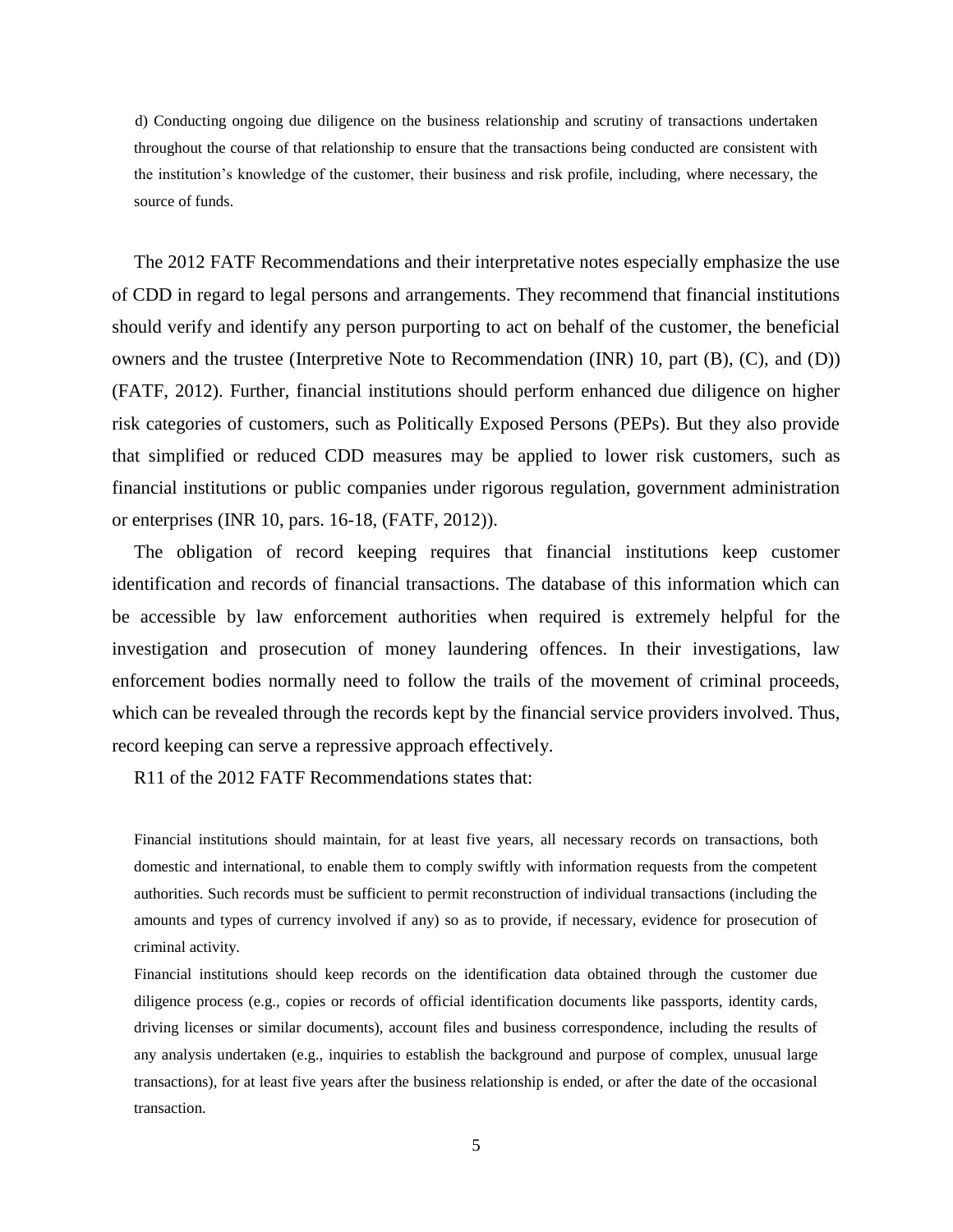> d) Conducting ongoing due diligence on the business relationship and scrutiny of transactions undertaken throughout the course of that relationship to ensure that the transactions being conducted are consistent with the institution's knowledge of the customer, their business and risk profile, including, where necessary, the source of funds.

The 2012 FATF Recommendations and their interpretative notes especially emphasize the use of CDD in regard to legal persons and arrangements. They recommend that financial institutions should verify and identify any person purporting to act on behalf of the customer, the beneficial owners and the trustee (Interpretive Note to Recommendation (INR) 10, part (B), (C), and (D)) (FATF, 2012). Further, financial institutions should perform enhanced due diligence on higher risk categories of customers, such as Politically Exposed Persons (PEPs). But they also provide that simplified or reduced CDD measures may be applied to lower risk customers, such as financial institutions or public companies under rigorous regulation, government administration or enterprises (INR 10, pars. 16-18, (FATF, 2012)).

The obligation of record keeping requires that financial institutions keep customer identification and records of financial transactions. The database of this information which can be accessible by law enforcement authorities when required is extremely helpful for the investigation and prosecution of money laundering offences. In their investigations, law enforcement bodies normally need to follow the trails of the movement of criminal proceeds, which can be revealed through the records kept by the financial service providers involved. Thus, record keeping can serve a repressive approach effectively.

R11 of the 2012 FATF Recommendations states that:

> Financial institutions should maintain, for at least five years, all necessary records on transactions, both domestic and international, to enable them to comply swiftly with information requests from the competent authorities. Such records must be sufficient to permit reconstruction of individual transactions (including the amounts and types of currency involved if any) so as to provide, if necessary, evidence for prosecution of criminal activity.
>
> Financial institutions should keep records on the identification data obtained through the customer due diligence process (e.g., copies or records of official identification documents like passports, identity cards, driving licenses or similar documents), account files and business correspondence, including the results of any analysis undertaken (e.g., inquiries to establish the background and purpose of complex, unusual large transactions), for at least five years after the business relationship is ended, or after the date of the occasional transaction.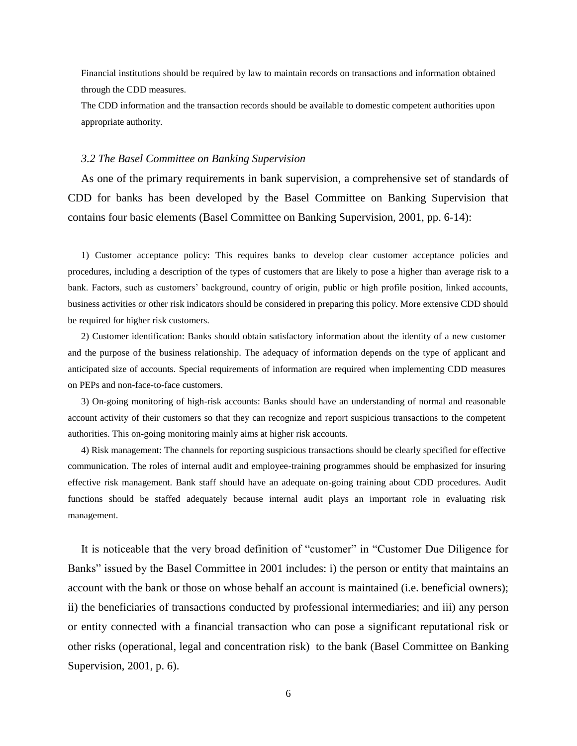Financial institutions should be required by law to maintain records on transactions and information obtained through the CDD measures.

The CDD information and the transaction records should be available to domestic competent authorities upon appropriate authority.

### *3.2 The Basel Committee on Banking Supervision*

As one of the primary requirements in bank supervision, a comprehensive set of standards of CDD for banks has been developed by the Basel Committee on Banking Supervision that contains four basic elements (Basel Committee on Banking Supervision, 2001, pp. 6-14):

1) Customer acceptance policy: This requires banks to develop clear customer acceptance policies and procedures, including a description of the types of customers that are likely to pose a higher than average risk to a bank. Factors, such as customers' background, country of origin, public or high profile position, linked accounts, business activities or other risk indicators should be considered in preparing this policy. More extensive CDD should be required for higher risk customers.

2) Customer identification: Banks should obtain satisfactory information about the identity of a new customer and the purpose of the business relationship. The adequacy of information depends on the type of applicant and anticipated size of accounts. Special requirements of information are required when implementing CDD measures on PEPs and non-face-to-face customers.

3) On-going monitoring of high-risk accounts: Banks should have an understanding of normal and reasonable account activity of their customers so that they can recognize and report suspicious transactions to the competent authorities. This on-going monitoring mainly aims at higher risk accounts.

4) Risk management: The channels for reporting suspicious transactions should be clearly specified for effective communication. The roles of internal audit and employee-training programmes should be emphasized for insuring effective risk management. Bank staff should have an adequate on-going training about CDD procedures. Audit functions should be staffed adequately because internal audit plays an important role in evaluating risk management.

It is noticeable that the very broad definition of "customer" in "Customer Due Diligence for Banks" issued by the Basel Committee in 2001 includes: i) the person or entity that maintains an account with the bank or those on whose behalf an account is maintained (i.e. beneficial owners); ii) the beneficiaries of transactions conducted by professional intermediaries; and iii) any person or entity connected with a financial transaction who can pose a significant reputational risk or other risks (operational, legal and concentration risk) to the bank (Basel Committee on Banking Supervision, 2001, p. 6).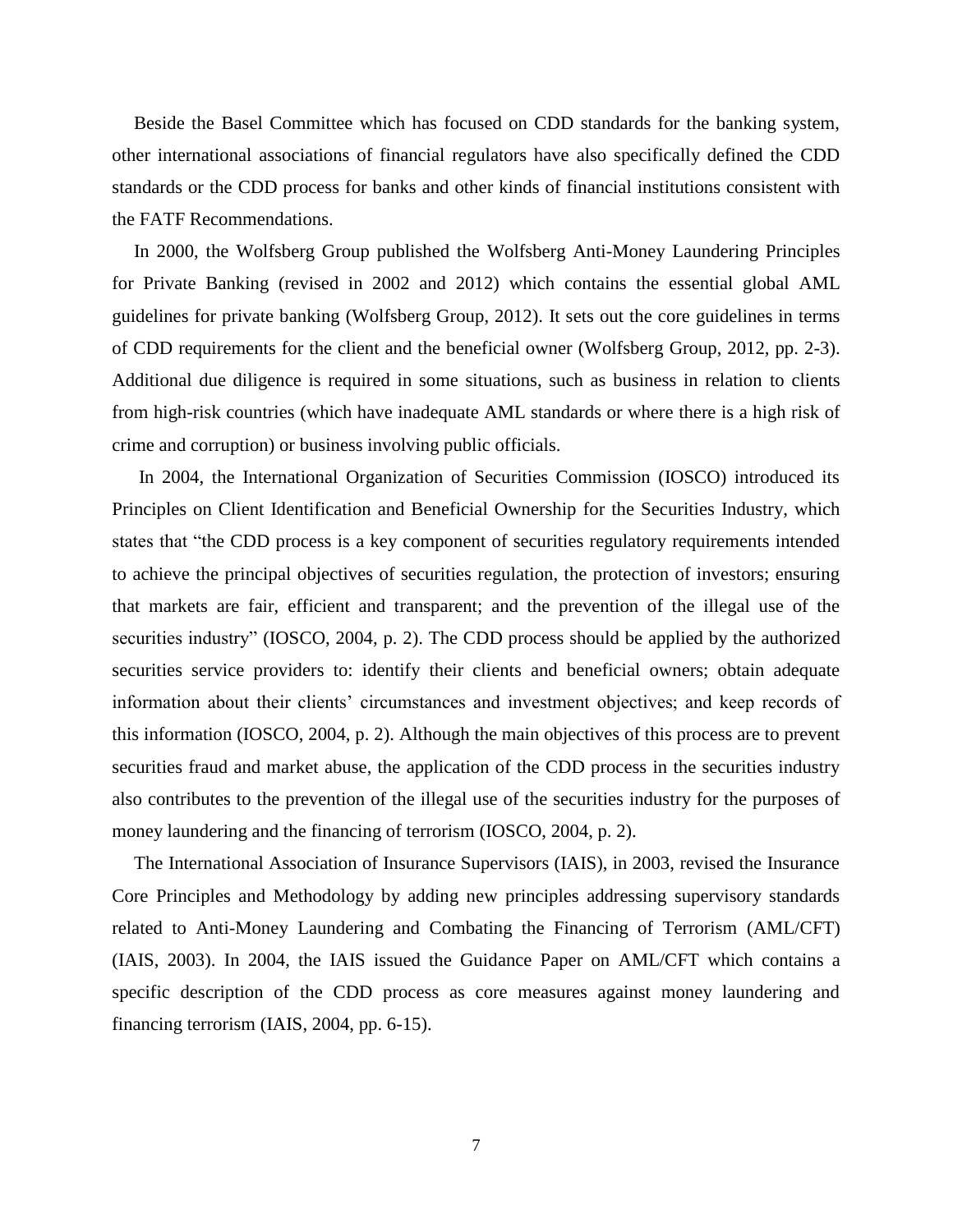Beside the Basel Committee which has focused on CDD standards for the banking system, other international associations of financial regulators have also specifically defined the CDD standards or the CDD process for banks and other kinds of financial institutions consistent with the FATF Recommendations.

In 2000, the Wolfsberg Group published the Wolfsberg Anti-Money Laundering Principles for Private Banking (revised in 2002 and 2012) which contains the essential global AML guidelines for private banking (Wolfsberg Group, 2012). It sets out the core guidelines in terms of CDD requirements for the client and the beneficial owner (Wolfsberg Group, 2012, pp. 2-3). Additional due diligence is required in some situations, such as business in relation to clients from high-risk countries (which have inadequate AML standards or where there is a high risk of crime and corruption) or business involving public officials.

In 2004, the International Organization of Securities Commission (IOSCO) introduced its Principles on Client Identification and Beneficial Ownership for the Securities Industry, which states that "the CDD process is a key component of securities regulatory requirements intended to achieve the principal objectives of securities regulation, the protection of investors; ensuring that markets are fair, efficient and transparent; and the prevention of the illegal use of the securities industry" (IOSCO, 2004, p. 2). The CDD process should be applied by the authorized securities service providers to: identify their clients and beneficial owners; obtain adequate information about their clients' circumstances and investment objectives; and keep records of this information (IOSCO, 2004, p. 2). Although the main objectives of this process are to prevent securities fraud and market abuse, the application of the CDD process in the securities industry also contributes to the prevention of the illegal use of the securities industry for the purposes of money laundering and the financing of terrorism (IOSCO, 2004, p. 2).

The International Association of Insurance Supervisors (IAIS), in 2003, revised the Insurance Core Principles and Methodology by adding new principles addressing supervisory standards related to Anti-Money Laundering and Combating the Financing of Terrorism (AML/CFT) (IAIS, 2003). In 2004, the IAIS issued the Guidance Paper on AML/CFT which contains a specific description of the CDD process as core measures against money laundering and financing terrorism (IAIS, 2004, pp. 6-15).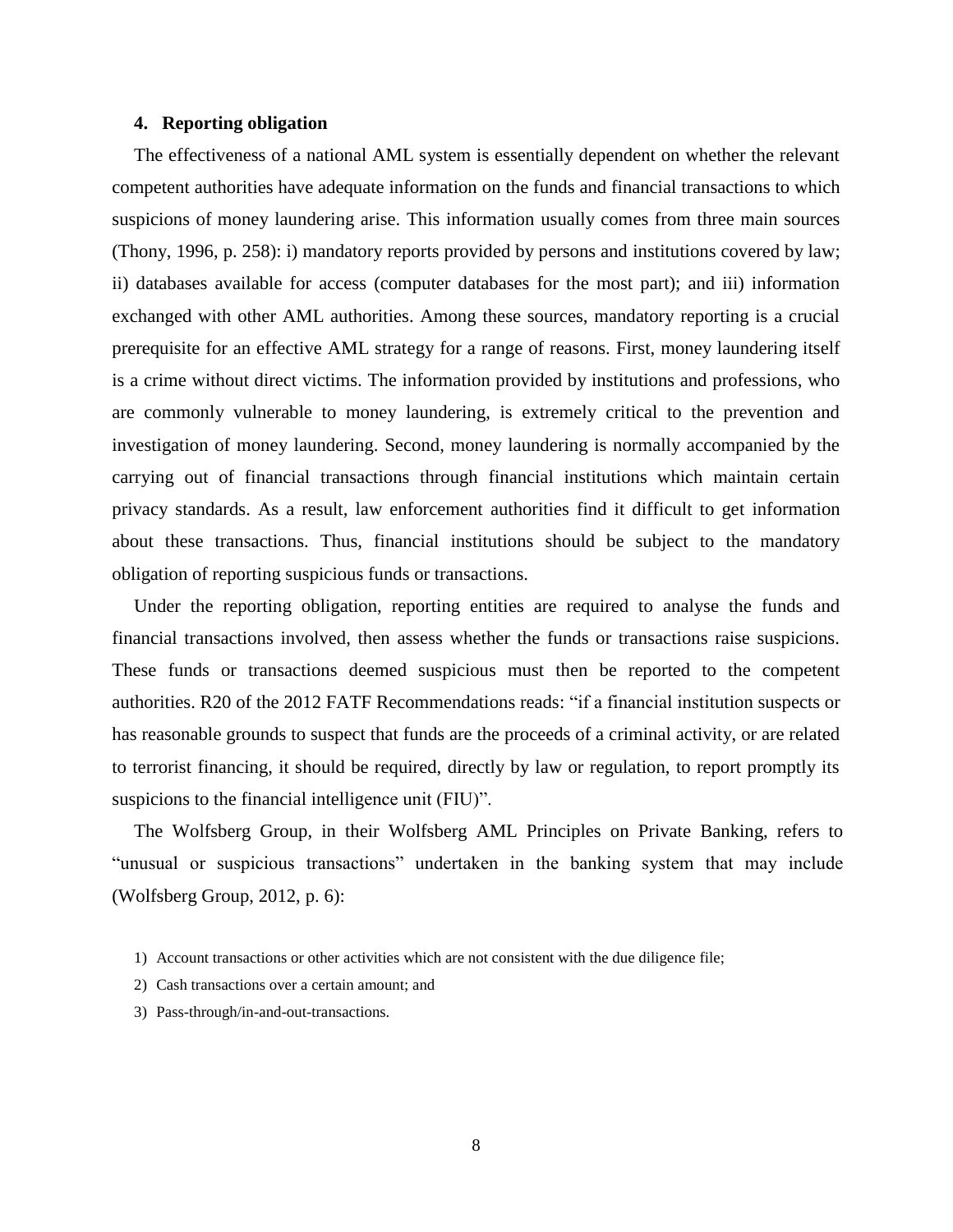## 4. Reporting obligation

The effectiveness of a national AML system is essentially dependent on whether the relevant competent authorities have adequate information on the funds and financial transactions to which suspicions of money laundering arise. This information usually comes from three main sources (Thony, 1996, p. 258): i) mandatory reports provided by persons and institutions covered by law; ii) databases available for access (computer databases for the most part); and iii) information exchanged with other AML authorities. Among these sources, mandatory reporting is a crucial prerequisite for an effective AML strategy for a range of reasons. First, money laundering itself is a crime without direct victims. The information provided by institutions and professions, who are commonly vulnerable to money laundering, is extremely critical to the prevention and investigation of money laundering. Second, money laundering is normally accompanied by the carrying out of financial transactions through financial institutions which maintain certain privacy standards. As a result, law enforcement authorities find it difficult to get information about these transactions. Thus, financial institutions should be subject to the mandatory obligation of reporting suspicious funds or transactions.

Under the reporting obligation, reporting entities are required to analyse the funds and financial transactions involved, then assess whether the funds or transactions raise suspicions. These funds or transactions deemed suspicious must then be reported to the competent authorities. R20 of the 2012 FATF Recommendations reads: "if a financial institution suspects or has reasonable grounds to suspect that funds are the proceeds of a criminal activity, or are related to terrorist financing, it should be required, directly by law or regulation, to report promptly its suspicions to the financial intelligence unit (FIU)".

The Wolfsberg Group, in their Wolfsberg AML Principles on Private Banking, refers to "unusual or suspicious transactions" undertaken in the banking system that may include (Wolfsberg Group, 2012, p. 6):

1) Account transactions or other activities which are not consistent with the due diligence file;
2) Cash transactions over a certain amount; and
3) Pass-through/in-and-out-transactions.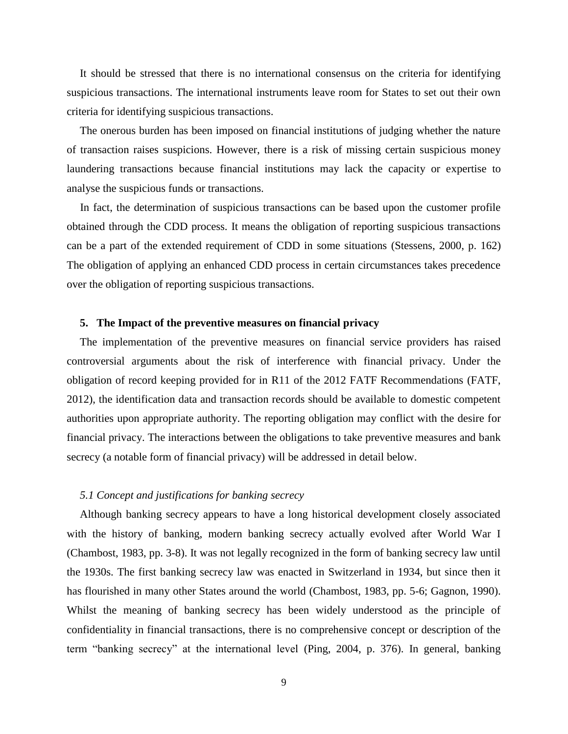It should be stressed that there is no international consensus on the criteria for identifying suspicious transactions. The international instruments leave room for States to set out their own criteria for identifying suspicious transactions.

The onerous burden has been imposed on financial institutions of judging whether the nature of transaction raises suspicions. However, there is a risk of missing certain suspicious money laundering transactions because financial institutions may lack the capacity or expertise to analyse the suspicious funds or transactions.

In fact, the determination of suspicious transactions can be based upon the customer profile obtained through the CDD process. It means the obligation of reporting suspicious transactions can be a part of the extended requirement of CDD in some situations (Stessens, 2000, p. 162) The obligation of applying an enhanced CDD process in certain circumstances takes precedence over the obligation of reporting suspicious transactions.

## 5. The Impact of the preventive measures on financial privacy

The implementation of the preventive measures on financial service providers has raised controversial arguments about the risk of interference with financial privacy. Under the obligation of record keeping provided for in R11 of the 2012 FATF Recommendations (FATF, 2012), the identification data and transaction records should be available to domestic competent authorities upon appropriate authority. The reporting obligation may conflict with the desire for financial privacy. The interactions between the obligations to take preventive measures and bank secrecy (a notable form of financial privacy) will be addressed in detail below.

### *5.1 Concept and justifications for banking secrecy*

Although banking secrecy appears to have a long historical development closely associated with the history of banking, modern banking secrecy actually evolved after World War I (Chambost, 1983, pp. 3-8). It was not legally recognized in the form of banking secrecy law until the 1930s. The first banking secrecy law was enacted in Switzerland in 1934, but since then it has flourished in many other States around the world (Chambost, 1983, pp. 5-6; Gagnon, 1990). Whilst the meaning of banking secrecy has been widely understood as the principle of confidentiality in financial transactions, there is no comprehensive concept or description of the term "banking secrecy" at the international level (Ping, 2004, p. 376). In general, banking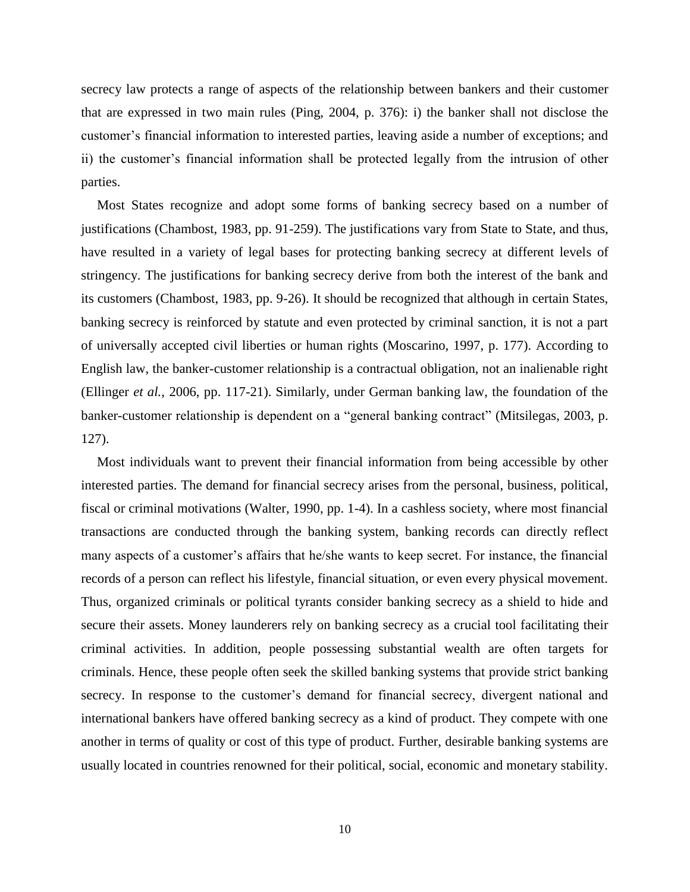secrecy law protects a range of aspects of the relationship between bankers and their customer that are expressed in two main rules (Ping, 2004, p. 376): i) the banker shall not disclose the customer's financial information to interested parties, leaving aside a number of exceptions; and ii) the customer's financial information shall be protected legally from the intrusion of other parties.

Most States recognize and adopt some forms of banking secrecy based on a number of justifications (Chambost, 1983, pp. 91-259). The justifications vary from State to State, and thus, have resulted in a variety of legal bases for protecting banking secrecy at different levels of stringency. The justifications for banking secrecy derive from both the interest of the bank and its customers (Chambost, 1983, pp. 9-26). It should be recognized that although in certain States, banking secrecy is reinforced by statute and even protected by criminal sanction, it is not a part of universally accepted civil liberties or human rights (Moscarino, 1997, p. 177). According to English law, the banker-customer relationship is a contractual obligation, not an inalienable right (Ellinger *et al.*, 2006, pp. 117-21). Similarly, under German banking law, the foundation of the banker-customer relationship is dependent on a "general banking contract" (Mitsilegas, 2003, p. 127).

Most individuals want to prevent their financial information from being accessible by other interested parties. The demand for financial secrecy arises from the personal, business, political, fiscal or criminal motivations (Walter, 1990, pp. 1-4). In a cashless society, where most financial transactions are conducted through the banking system, banking records can directly reflect many aspects of a customer's affairs that he/she wants to keep secret. For instance, the financial records of a person can reflect his lifestyle, financial situation, or even every physical movement. Thus, organized criminals or political tyrants consider banking secrecy as a shield to hide and secure their assets. Money launderers rely on banking secrecy as a crucial tool facilitating their criminal activities. In addition, people possessing substantial wealth are often targets for criminals. Hence, these people often seek the skilled banking systems that provide strict banking secrecy. In response to the customer's demand for financial secrecy, divergent national and international bankers have offered banking secrecy as a kind of product. They compete with one another in terms of quality or cost of this type of product. Further, desirable banking systems are usually located in countries renowned for their political, social, economic and monetary stability.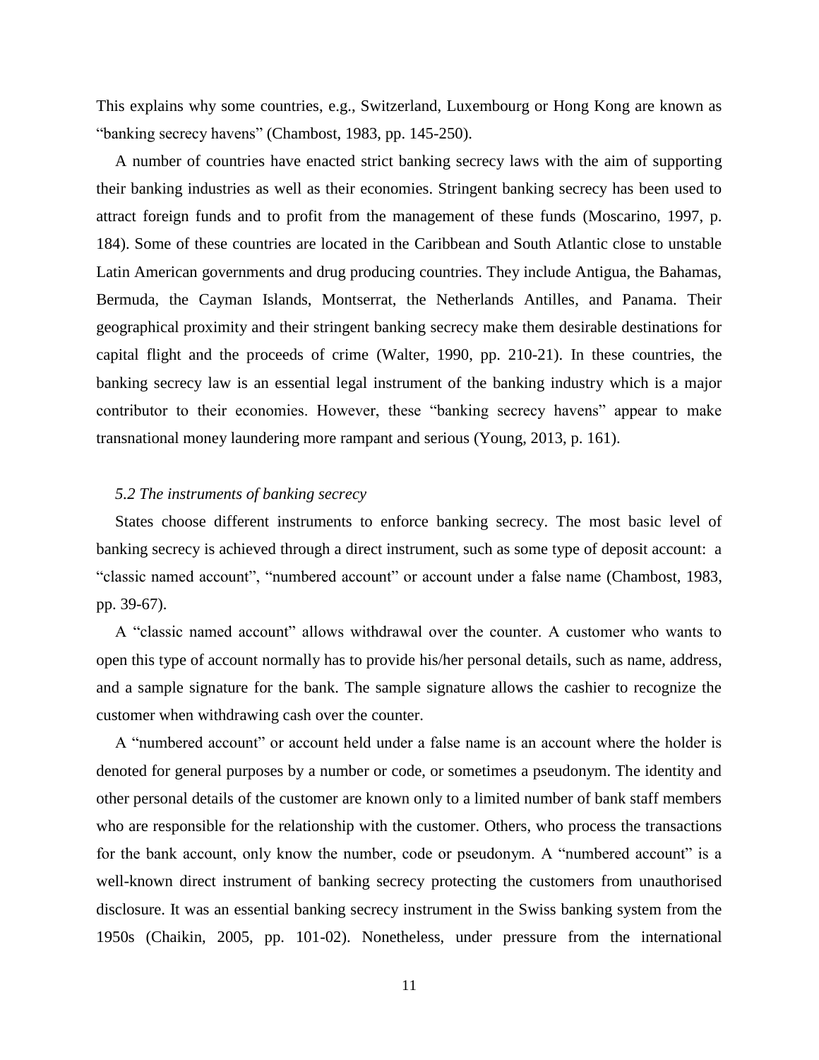This explains why some countries, e.g., Switzerland, Luxembourg or Hong Kong are known as "banking secrecy havens" (Chambost, 1983, pp. 145-250).

A number of countries have enacted strict banking secrecy laws with the aim of supporting their banking industries as well as their economies. Stringent banking secrecy has been used to attract foreign funds and to profit from the management of these funds (Moscarino, 1997, p. 184). Some of these countries are located in the Caribbean and South Atlantic close to unstable Latin American governments and drug producing countries. They include Antigua, the Bahamas, Bermuda, the Cayman Islands, Montserrat, the Netherlands Antilles, and Panama. Their geographical proximity and their stringent banking secrecy make them desirable destinations for capital flight and the proceeds of crime (Walter, 1990, pp. 210-21). In these countries, the banking secrecy law is an essential legal instrument of the banking industry which is a major contributor to their economies. However, these "banking secrecy havens" appear to make transnational money laundering more rampant and serious (Young, 2013, p. 161).

### *5.2 The instruments of banking secrecy*

States choose different instruments to enforce banking secrecy. The most basic level of banking secrecy is achieved through a direct instrument, such as some type of deposit account: a "classic named account", "numbered account" or account under a false name (Chambost, 1983, pp. 39-67).

A "classic named account" allows withdrawal over the counter. A customer who wants to open this type of account normally has to provide his/her personal details, such as name, address, and a sample signature for the bank. The sample signature allows the cashier to recognize the customer when withdrawing cash over the counter.

A "numbered account" or account held under a false name is an account where the holder is denoted for general purposes by a number or code, or sometimes a pseudonym. The identity and other personal details of the customer are known only to a limited number of bank staff members who are responsible for the relationship with the customer. Others, who process the transactions for the bank account, only know the number, code or pseudonym. A "numbered account" is a well-known direct instrument of banking secrecy protecting the customers from unauthorised disclosure. It was an essential banking secrecy instrument in the Swiss banking system from the 1950s (Chaikin, 2005, pp. 101-02). Nonetheless, under pressure from the international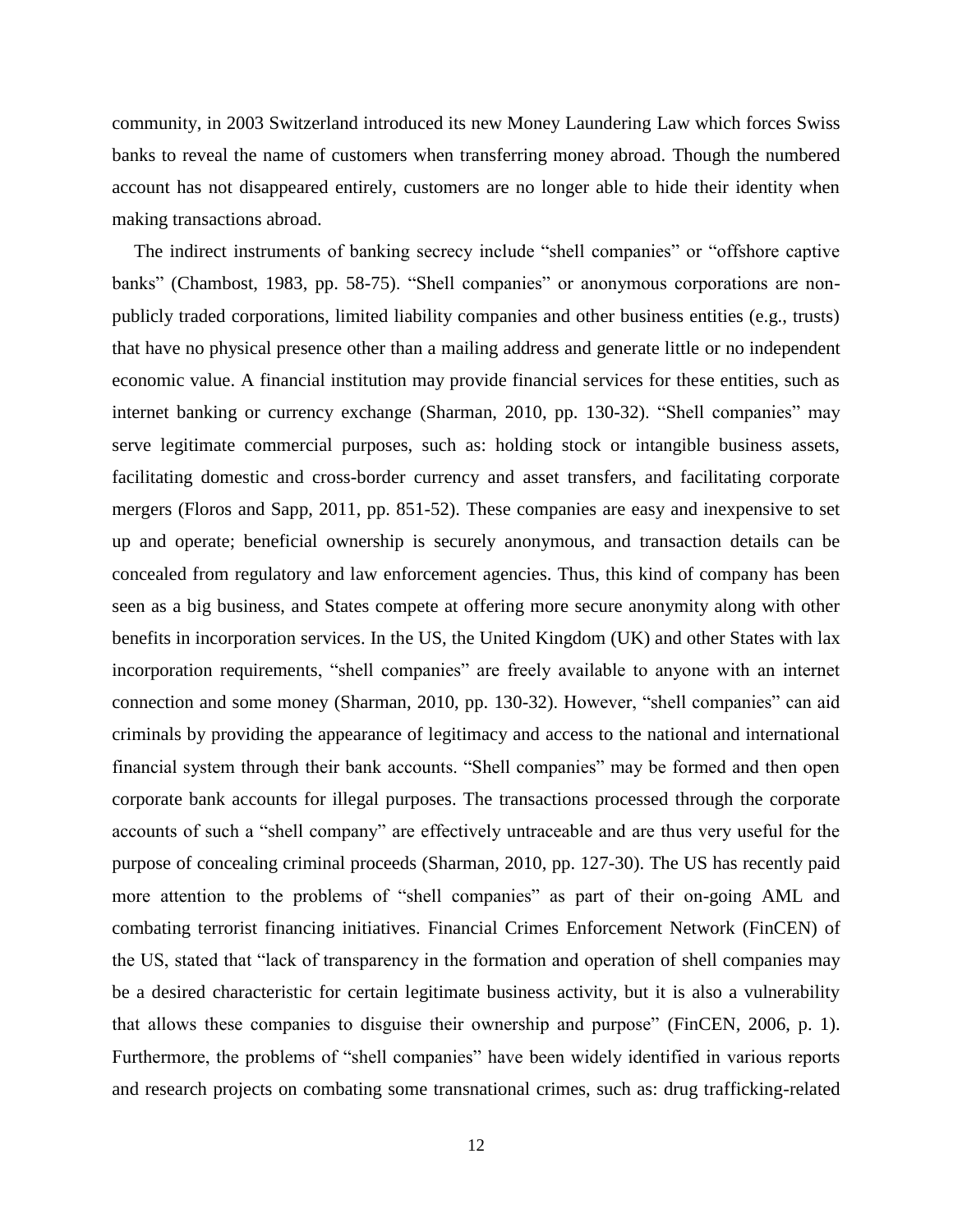community, in 2003 Switzerland introduced its new Money Laundering Law which forces Swiss banks to reveal the name of customers when transferring money abroad. Though the numbered account has not disappeared entirely, customers are no longer able to hide their identity when making transactions abroad.

The indirect instruments of banking secrecy include "shell companies" or "offshore captive banks" (Chambost, 1983, pp. 58-75). "Shell companies" or anonymous corporations are non-publicly traded corporations, limited liability companies and other business entities (e.g., trusts) that have no physical presence other than a mailing address and generate little or no independent economic value. A financial institution may provide financial services for these entities, such as internet banking or currency exchange (Sharman, 2010, pp. 130-32). "Shell companies" may serve legitimate commercial purposes, such as: holding stock or intangible business assets, facilitating domestic and cross-border currency and asset transfers, and facilitating corporate mergers (Floros and Sapp, 2011, pp. 851-52). These companies are easy and inexpensive to set up and operate; beneficial ownership is securely anonymous, and transaction details can be concealed from regulatory and law enforcement agencies. Thus, this kind of company has been seen as a big business, and States compete at offering more secure anonymity along with other benefits in incorporation services. In the US, the United Kingdom (UK) and other States with lax incorporation requirements, "shell companies" are freely available to anyone with an internet connection and some money (Sharman, 2010, pp. 130-32). However, "shell companies" can aid criminals by providing the appearance of legitimacy and access to the national and international financial system through their bank accounts. "Shell companies" may be formed and then open corporate bank accounts for illegal purposes. The transactions processed through the corporate accounts of such a "shell company" are effectively untraceable and are thus very useful for the purpose of concealing criminal proceeds (Sharman, 2010, pp. 127-30). The US has recently paid more attention to the problems of "shell companies" as part of their on-going AML and combating terrorist financing initiatives. Financial Crimes Enforcement Network (FinCEN) of the US, stated that "lack of transparency in the formation and operation of shell companies may be a desired characteristic for certain legitimate business activity, but it is also a vulnerability that allows these companies to disguise their ownership and purpose" (FinCEN, 2006, p. 1). Furthermore, the problems of "shell companies" have been widely identified in various reports and research projects on combating some transnational crimes, such as: drug trafficking-related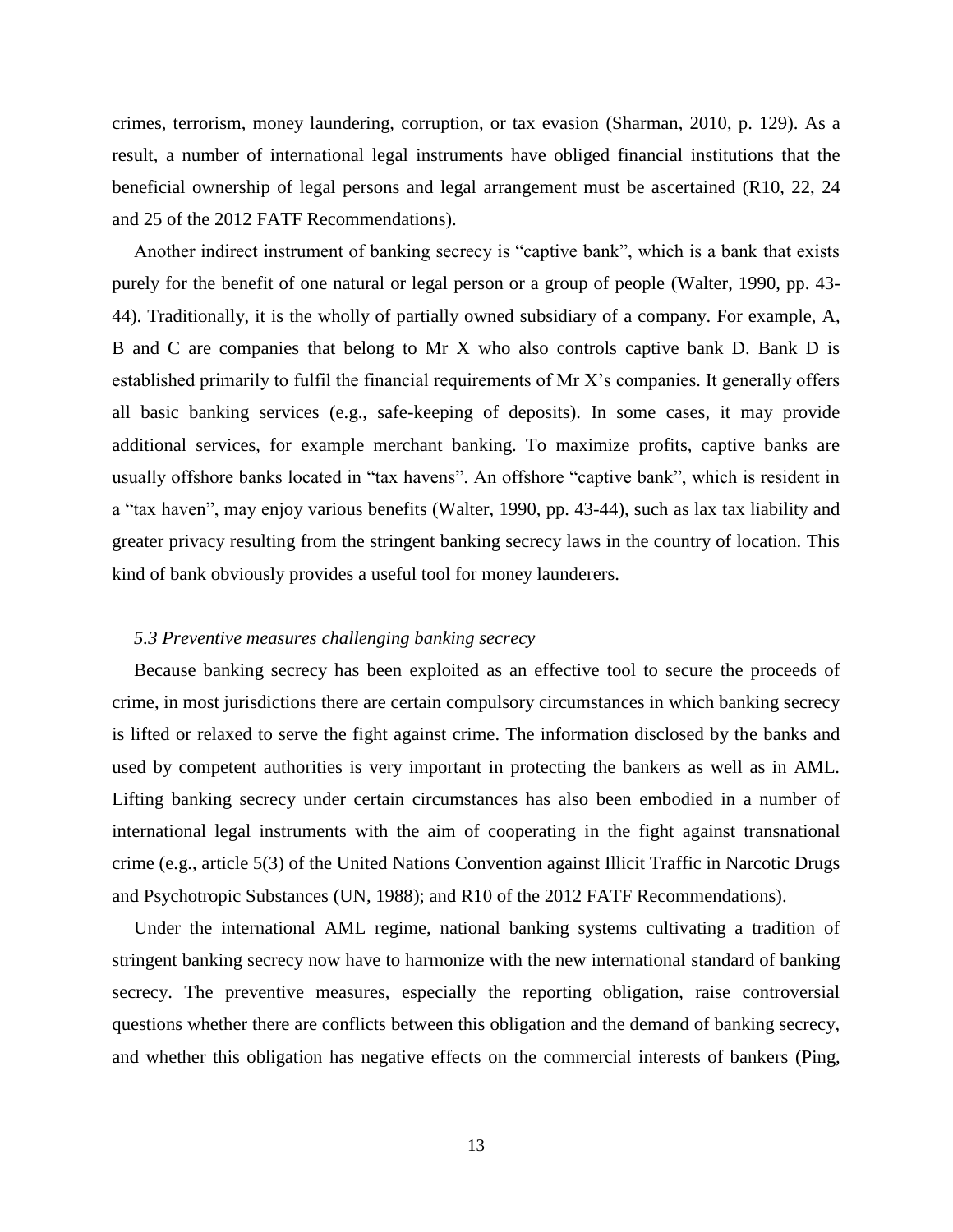crimes, terrorism, money laundering, corruption, or tax evasion (Sharman, 2010, p. 129). As a result, a number of international legal instruments have obliged financial institutions that the beneficial ownership of legal persons and legal arrangement must be ascertained (R10, 22, 24 and 25 of the 2012 FATF Recommendations).

Another indirect instrument of banking secrecy is "captive bank", which is a bank that exists purely for the benefit of one natural or legal person or a group of people (Walter, 1990, pp. 43-44). Traditionally, it is the wholly of partially owned subsidiary of a company. For example, A, B and C are companies that belong to Mr X who also controls captive bank D. Bank D is established primarily to fulfil the financial requirements of Mr X's companies. It generally offers all basic banking services (e.g., safe-keeping of deposits). In some cases, it may provide additional services, for example merchant banking. To maximize profits, captive banks are usually offshore banks located in "tax havens". An offshore "captive bank", which is resident in a "tax haven", may enjoy various benefits (Walter, 1990, pp. 43-44), such as lax tax liability and greater privacy resulting from the stringent banking secrecy laws in the country of location. This kind of bank obviously provides a useful tool for money launderers.

### *5.3 Preventive measures challenging banking secrecy*

Because banking secrecy has been exploited as an effective tool to secure the proceeds of crime, in most jurisdictions there are certain compulsory circumstances in which banking secrecy is lifted or relaxed to serve the fight against crime. The information disclosed by the banks and used by competent authorities is very important in protecting the bankers as well as in AML. Lifting banking secrecy under certain circumstances has also been embodied in a number of international legal instruments with the aim of cooperating in the fight against transnational crime (e.g., article 5(3) of the United Nations Convention against Illicit Traffic in Narcotic Drugs and Psychotropic Substances (UN, 1988); and R10 of the 2012 FATF Recommendations).

Under the international AML regime, national banking systems cultivating a tradition of stringent banking secrecy now have to harmonize with the new international standard of banking secrecy. The preventive measures, especially the reporting obligation, raise controversial questions whether there are conflicts between this obligation and the demand of banking secrecy, and whether this obligation has negative effects on the commercial interests of bankers (Ping,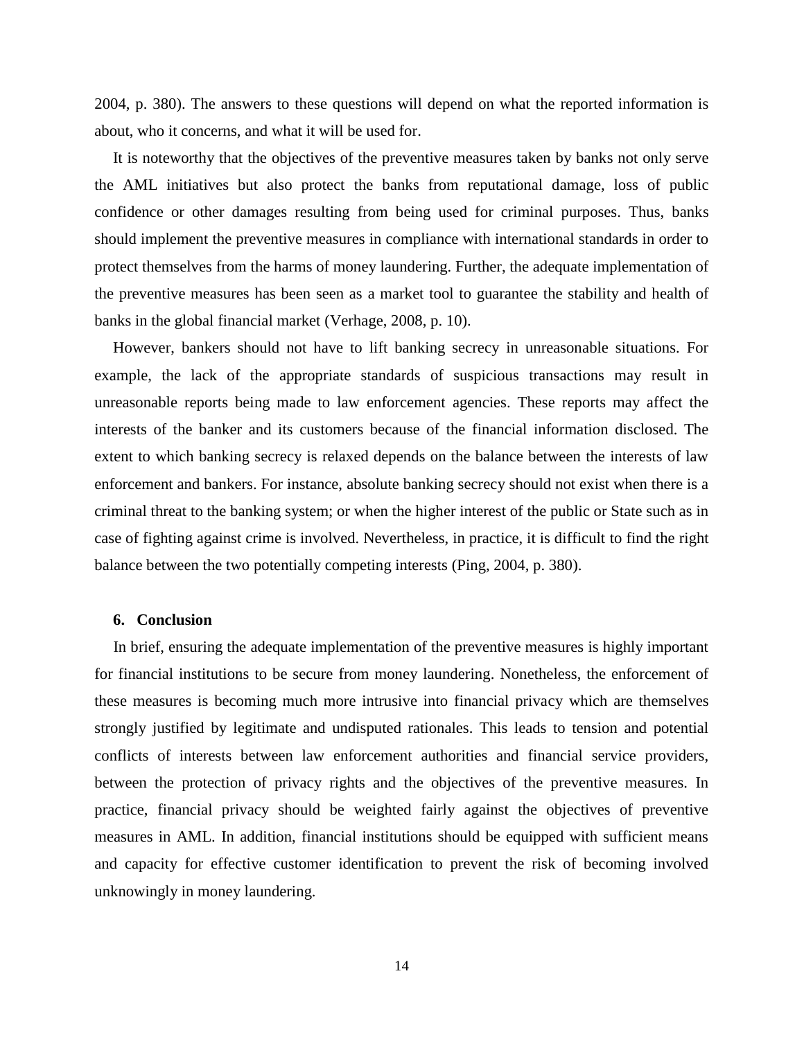2004, p. 380). The answers to these questions will depend on what the reported information is about, who it concerns, and what it will be used for.

It is noteworthy that the objectives of the preventive measures taken by banks not only serve the AML initiatives but also protect the banks from reputational damage, loss of public confidence or other damages resulting from being used for criminal purposes. Thus, banks should implement the preventive measures in compliance with international standards in order to protect themselves from the harms of money laundering. Further, the adequate implementation of the preventive measures has been seen as a market tool to guarantee the stability and health of banks in the global financial market (Verhage, 2008, p. 10).

However, bankers should not have to lift banking secrecy in unreasonable situations. For example, the lack of the appropriate standards of suspicious transactions may result in unreasonable reports being made to law enforcement agencies. These reports may affect the interests of the banker and its customers because of the financial information disclosed. The extent to which banking secrecy is relaxed depends on the balance between the interests of law enforcement and bankers. For instance, absolute banking secrecy should not exist when there is a criminal threat to the banking system; or when the higher interest of the public or State such as in case of fighting against crime is involved. Nevertheless, in practice, it is difficult to find the right balance between the two potentially competing interests (Ping, 2004, p. 380).

## 6. Conclusion

In brief, ensuring the adequate implementation of the preventive measures is highly important for financial institutions to be secure from money laundering. Nonetheless, the enforcement of these measures is becoming much more intrusive into financial privacy which are themselves strongly justified by legitimate and undisputed rationales. This leads to tension and potential conflicts of interests between law enforcement authorities and financial service providers, between the protection of privacy rights and the objectives of the preventive measures. In practice, financial privacy should be weighted fairly against the objectives of preventive measures in AML. In addition, financial institutions should be equipped with sufficient means and capacity for effective customer identification to prevent the risk of becoming involved unknowingly in money laundering.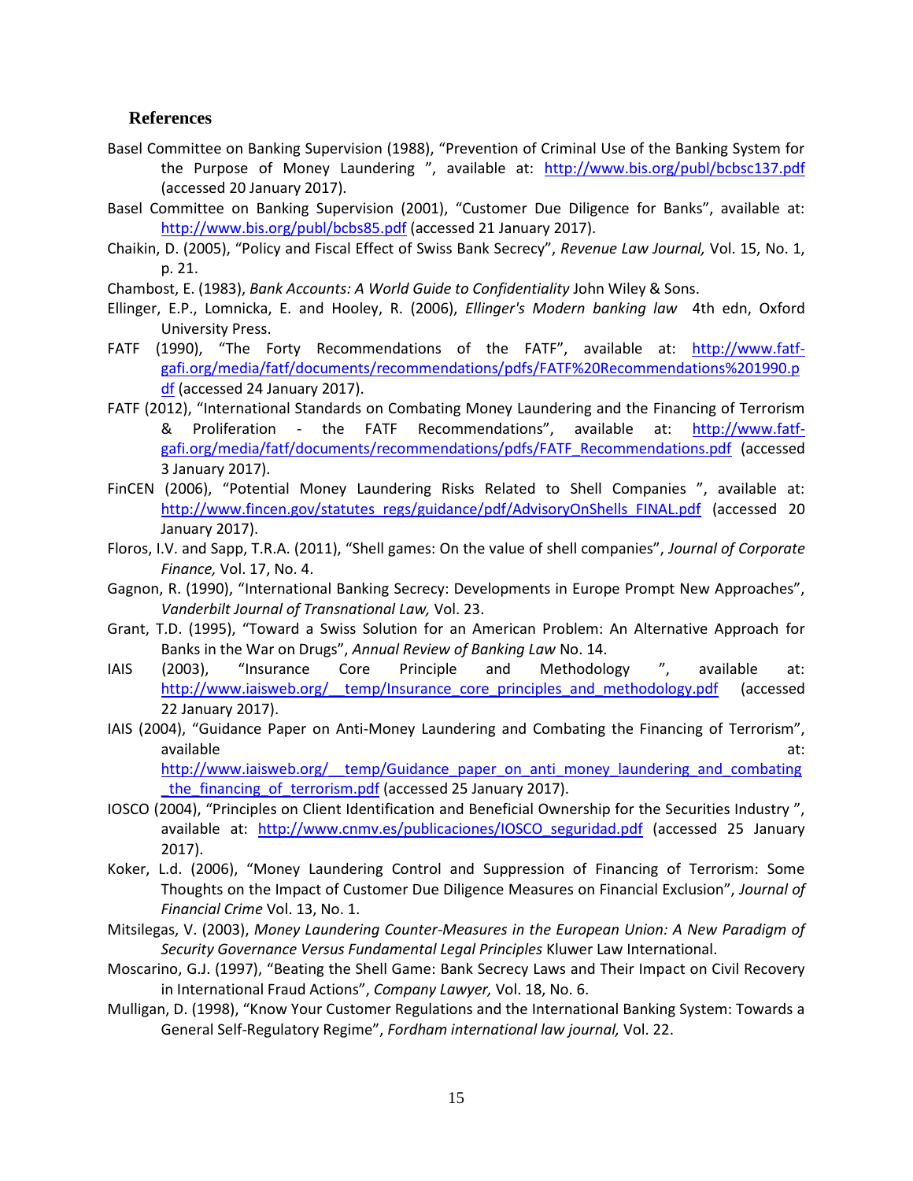## References

Basel Committee on Banking Supervision (1988), "Prevention of Criminal Use of the Banking System for the Purpose of Money Laundering ", available at: http://www.bis.org/publ/bcbsc137.pdf (accessed 20 January 2017).

Basel Committee on Banking Supervision (2001), "Customer Due Diligence for Banks", available at: http://www.bis.org/publ/bcbs85.pdf (accessed 21 January 2017).

Chaikin, D. (2005), "Policy and Fiscal Effect of Swiss Bank Secrecy", *Revenue Law Journal,* Vol. 15, No. 1, p. 21.

Chambost, E. (1983), *Bank Accounts: A World Guide to Confidentiality* John Wiley & Sons.

Ellinger, E.P., Lomnicka, E. and Hooley, R. (2006), *Ellinger's Modern banking law* 4th edn, Oxford University Press.

FATF (1990), "The Forty Recommendations of the FATF", available at: http://www.fatf-gafi.org/media/fatf/documents/recommendations/pdfs/FATF%20Recommendations%201990.pdf (accessed 24 January 2017).

FATF (2012), "International Standards on Combating Money Laundering and the Financing of Terrorism & Proliferation - the FATF Recommendations", available at: http://www.fatf-gafi.org/media/fatf/documents/recommendations/pdfs/FATF_Recommendations.pdf (accessed 3 January 2017).

FinCEN (2006), "Potential Money Laundering Risks Related to Shell Companies ", available at: http://www.fincen.gov/statutes_regs/guidance/pdf/AdvisoryOnShells_FINAL.pdf (accessed 20 January 2017).

Floros, I.V. and Sapp, T.R.A. (2011), "Shell games: On the value of shell companies", *Journal of Corporate Finance,* Vol. 17, No. 4.

Gagnon, R. (1990), "International Banking Secrecy: Developments in Europe Prompt New Approaches", *Vanderbilt Journal of Transnational Law,* Vol. 23.

Grant, T.D. (1995), "Toward a Swiss Solution for an American Problem: An Alternative Approach for Banks in the War on Drugs", *Annual Review of Banking Law* No. 14.

IAIS (2003), "Insurance Core Principle and Methodology ", available at: http://www.iaisweb.org/__temp/Insurance_core_principles_and_methodology.pdf (accessed 22 January 2017).

IAIS (2004), "Guidance Paper on Anti-Money Laundering and Combating the Financing of Terrorism", available at: http://www.iaisweb.org/__temp/Guidance_paper_on_anti_money_laundering_and_combating_the_financing_of_terrorism.pdf (accessed 25 January 2017).

IOSCO (2004), "Principles on Client Identification and Beneficial Ownership for the Securities Industry ", available at: http://www.cnmv.es/publicaciones/IOSCO_seguridad.pdf (accessed 25 January 2017).

Koker, L.d. (2006), "Money Laundering Control and Suppression of Financing of Terrorism: Some Thoughts on the Impact of Customer Due Diligence Measures on Financial Exclusion", *Journal of Financial Crime* Vol. 13, No. 1.

Mitsilegas, V. (2003), *Money Laundering Counter-Measures in the European Union: A New Paradigm of Security Governance Versus Fundamental Legal Principles* Kluwer Law International.

Moscarino, G.J. (1997), "Beating the Shell Game: Bank Secrecy Laws and Their Impact on Civil Recovery in International Fraud Actions", *Company Lawyer,* Vol. 18, No. 6.

Mulligan, D. (1998), "Know Your Customer Regulations and the International Banking System: Towards a General Self-Regulatory Regime", *Fordham international law journal,* Vol. 22.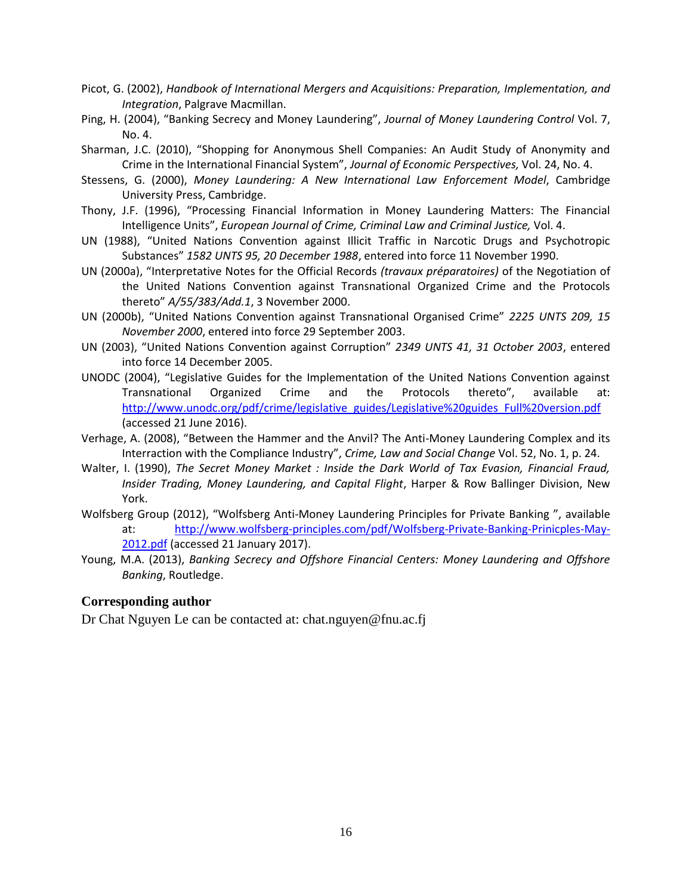Picot, G. (2002), *Handbook of International Mergers and Acquisitions: Preparation, Implementation, and Integration*, Palgrave Macmillan.

Ping, H. (2004), "Banking Secrecy and Money Laundering", *Journal of Money Laundering Control* Vol. 7, No. 4.

Sharman, J.C. (2010), "Shopping for Anonymous Shell Companies: An Audit Study of Anonymity and Crime in the International Financial System", *Journal of Economic Perspectives,* Vol. 24, No. 4.

Stessens, G. (2000), *Money Laundering: A New International Law Enforcement Model*, Cambridge University Press, Cambridge.

Thony, J.F. (1996), "Processing Financial Information in Money Laundering Matters: The Financial Intelligence Units", *European Journal of Crime, Criminal Law and Criminal Justice,* Vol. 4.

UN (1988), "United Nations Convention against Illicit Traffic in Narcotic Drugs and Psychotropic Substances" *1582 UNTS 95, 20 December 1988*, entered into force 11 November 1990.

UN (2000a), "Interpretative Notes for the Official Records *(travaux préparatoires)* of the Negotiation of the United Nations Convention against Transnational Organized Crime and the Protocols thereto" *A/55/383/Add.1*, 3 November 2000.

UN (2000b), "United Nations Convention against Transnational Organised Crime" *2225 UNTS 209, 15 November 2000*, entered into force 29 September 2003.

UN (2003), "United Nations Convention against Corruption" *2349 UNTS 41, 31 October 2003*, entered into force 14 December 2005.

UNODC (2004), "Legislative Guides for the Implementation of the United Nations Convention against Transnational Organized Crime and the Protocols thereto", available at: http://www.unodc.org/pdf/crime/legislative_guides/Legislative%20guides_Full%20version.pdf (accessed 21 June 2016).

Verhage, A. (2008), "Between the Hammer and the Anvil? The Anti-Money Laundering Complex and its Interraction with the Compliance Industry", *Crime, Law and Social Change* Vol. 52, No. 1, p. 24.

Walter, I. (1990), *The Secret Money Market : Inside the Dark World of Tax Evasion, Financial Fraud, Insider Trading, Money Laundering, and Capital Flight*, Harper & Row Ballinger Division, New York.

Wolfsberg Group (2012), "Wolfsberg Anti-Money Laundering Principles for Private Banking ", available at: http://www.wolfsberg-principles.com/pdf/Wolfsberg-Private-Banking-Prinicples-May-2012.pdf (accessed 21 January 2017).

Young, M.A. (2013), *Banking Secrecy and Offshore Financial Centers: Money Laundering and Offshore Banking*, Routledge.

## Corresponding author

Dr Chat Nguyen Le can be contacted at: chat.nguyen@fnu.ac.fj